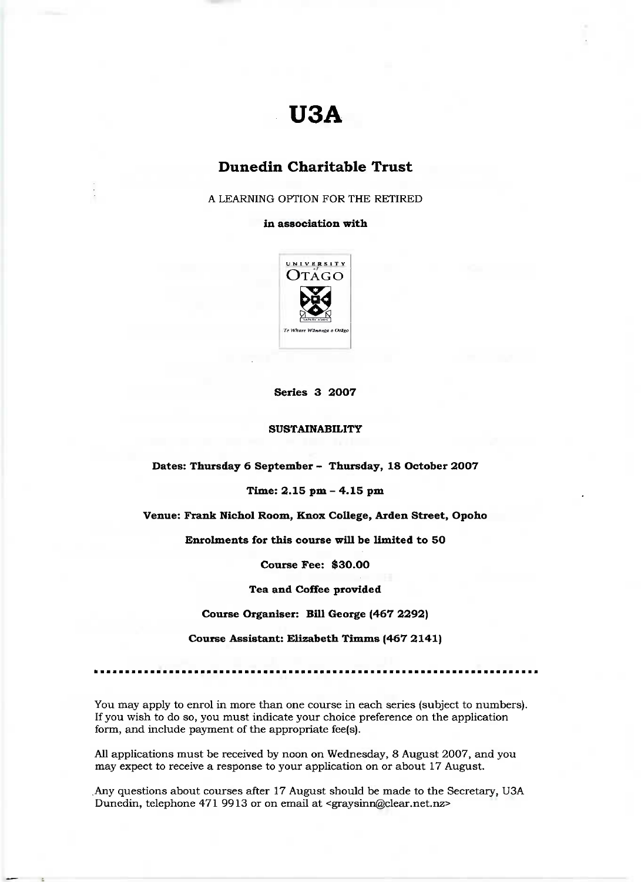# U3A

## Dunedin Charitable Trust

A LEARNING OPTION FOR THE RETIRED

**in association with**

UNIVERSITY of OTAGO

Te Whare Wānanga o Otāgo

**Series 3 2007**

**SUSTAINABILITY**

**Dates: Thursday 6 September – Thursday, 18 October 2007**

**Time: 2.15 pm – 4.15 pm**

**Venue: Frank Nichol Room, Knox College, Arden Street, Opoho**

**Enrolments for this course will be limited to 50**

**Course Fee: $30.00**

**Tea and Coffee provided**

**Course Organiser: Bill George (467 2292)**

**Course Assistant: Elizabeth Timms (467 2141)**

---

You may apply to enrol in more than one course in each series (subject to numbers). If you wish to do so, you must indicate your choice preference on the application form, and include payment of the appropriate fee(s).

All applications must be received by noon on Wednesday, 8 August 2007, and you may expect to receive a response to your application on or about 17 August.

Any questions about courses after 17 August should be made to the Secretary, U3A Dunedin, telephone 471 9913 or on email at <graysinn@clear.net.nz>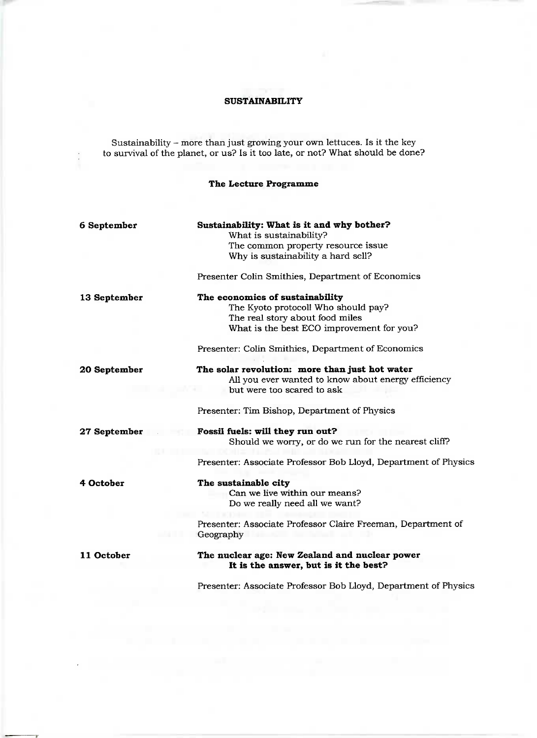# SUSTAINABILITY

Sustainability – more than just growing your own lettuces. Is it the key to survival of the planet, or us? Is it too late, or not? What should be done?

## The Lecture Programme

**6 September**

**Sustainability: What is it and why bother?**
What is sustainability?
The common property resource issue
Why is sustainability a hard sell?

Presenter Colin Smithies, Department of Economics

**13 September**

**The economics of sustainability**
The Kyoto protocol! Who should pay?
The real story about food miles
What is the best ECO improvement for you?

Presenter: Colin Smithies, Department of Economics

**20 September**

**The solar revolution: more than just hot water**
All you ever wanted to know about energy efficiency but were too scared to ask

Presenter: Tim Bishop, Department of Physics

**27 September**

**Fossil fuels: will they run out?**
Should we worry, or do we run for the nearest cliff?

Presenter: Associate Professor Bob Lloyd, Department of Physics

**4 October**

**The sustainable city**
Can we live within our means?
Do we really need all we want?

Presenter: Associate Professor Claire Freeman, Department of Geography

**11 October**

**The nuclear age: New Zealand and nuclear power**
**It is the answer, but is it the best?**

Presenter: Associate Professor Bob Lloyd, Department of Physics